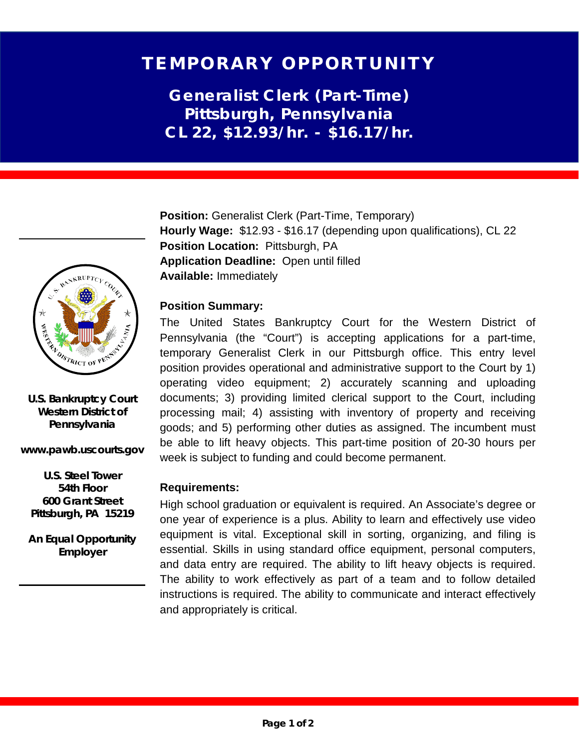# TEMPORARY OPPORTUNITY

## Generalist Clerk (Part-Time)
## Pittsburgh, Pennsylvania
## CL 22, $12.93/hr. - $16.17/hr.

**U.S. Bankruptcy Court Western District of Pennsylvania**

**www.pawb.uscourts.gov**

**U.S. Steel Tower**
**54th Floor**
**600 Grant Street**
**Pittsburgh, PA 15219**

**An Equal Opportunity Employer**

**Position:** Generalist Clerk (Part-Time, Temporary)
**Hourly Wage:** $12.93 - $16.17 (depending upon qualifications), CL 22
**Position Location:** Pittsburgh, PA
**Application Deadline:** Open until filled
**Available:** Immediately

### Position Summary:

The United States Bankruptcy Court for the Western District of Pennsylvania (the "Court") is accepting applications for a part-time, temporary Generalist Clerk in our Pittsburgh office. This entry level position provides operational and administrative support to the Court by 1) operating video equipment; 2) accurately scanning and uploading documents; 3) providing limited clerical support to the Court, including processing mail; 4) assisting with inventory of property and receiving goods; and 5) performing other duties as assigned. The incumbent must be able to lift heavy objects. This part-time position of 20-30 hours per week is subject to funding and could become permanent.

### Requirements:

High school graduation or equivalent is required. An Associate's degree or one year of experience is a plus. Ability to learn and effectively use video equipment is vital. Exceptional skill in sorting, organizing, and filing is essential. Skills in using standard office equipment, personal computers, and data entry are required. The ability to lift heavy objects is required. The ability to work effectively as part of a team and to follow detailed instructions is required. The ability to communicate and interact effectively and appropriately is critical.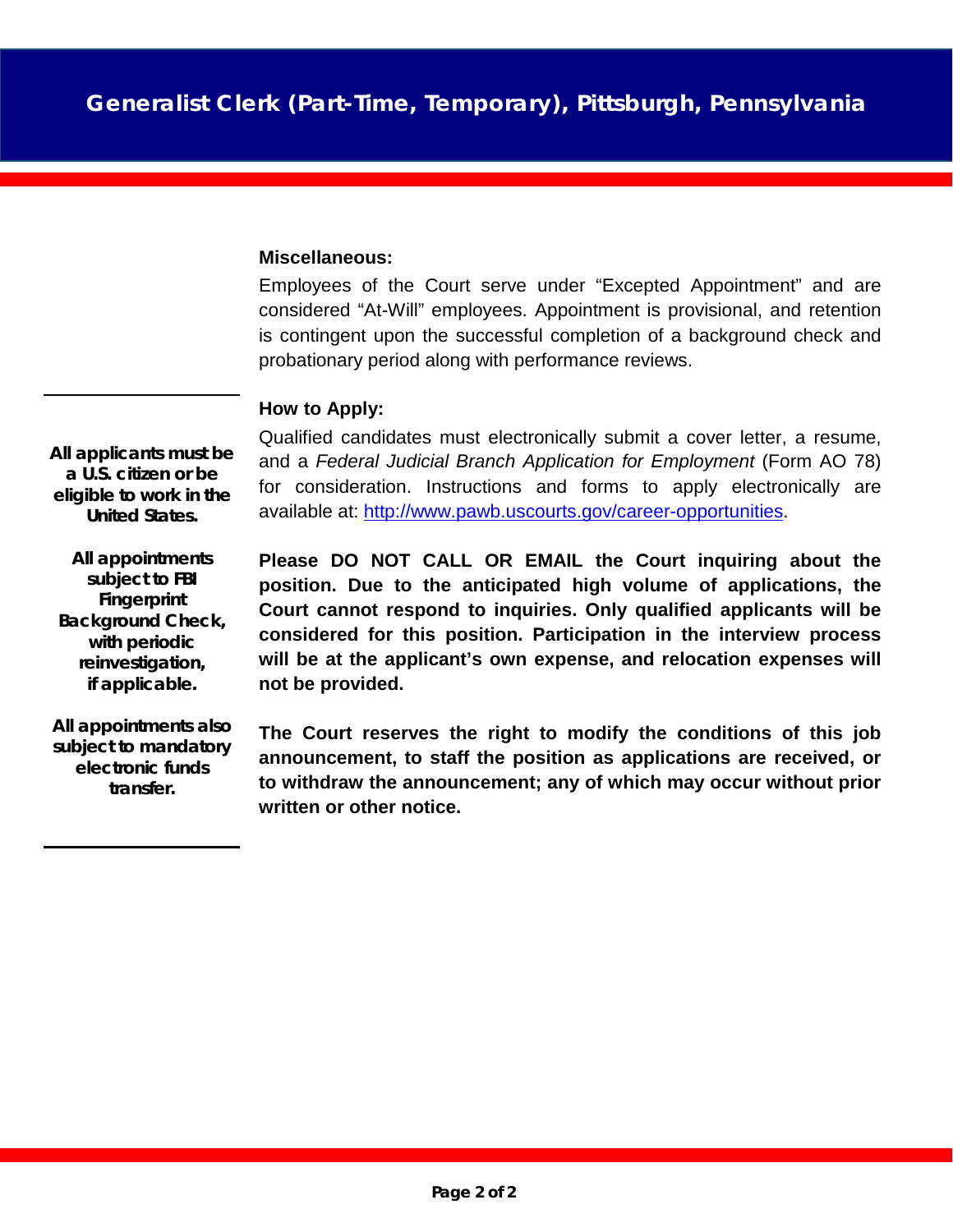# Generalist Clerk (Part-Time, Temporary), Pittsburgh, Pennsylvania

**Miscellaneous:**

Employees of the Court serve under "Excepted Appointment" and are considered "At-Will" employees. Appointment is provisional, and retention is contingent upon the successful completion of a background check and probationary period along with performance reviews.

**How to Apply:**

Qualified candidates must electronically submit a cover letter, a resume, and a *Federal Judicial Branch Application for Employment* (Form AO 78) for consideration. Instructions and forms to apply electronically are available at: [http://www.pawb.uscourts.gov/career-opportunities](http://www.pawb.uscourts.gov/career-opportunities).

**Please DO NOT CALL OR EMAIL the Court inquiring about the position. Due to the anticipated high volume of applications, the Court cannot respond to inquiries. Only qualified applicants will be considered for this position. Participation in the interview process will be at the applicant's own expense, and relocation expenses will not be provided.**

**The Court reserves the right to modify the conditions of this job announcement, to staff the position as applications are received, or to withdraw the announcement; any of which may occur without prior written or other notice.**

---

***All applicants must be a U.S. citizen or be eligible to work in the United States.***

***All appointments subject to FBI Fingerprint Background Check, with periodic reinvestigation, if applicable.***

***All appointments also subject to mandatory electronic funds transfer.***

---